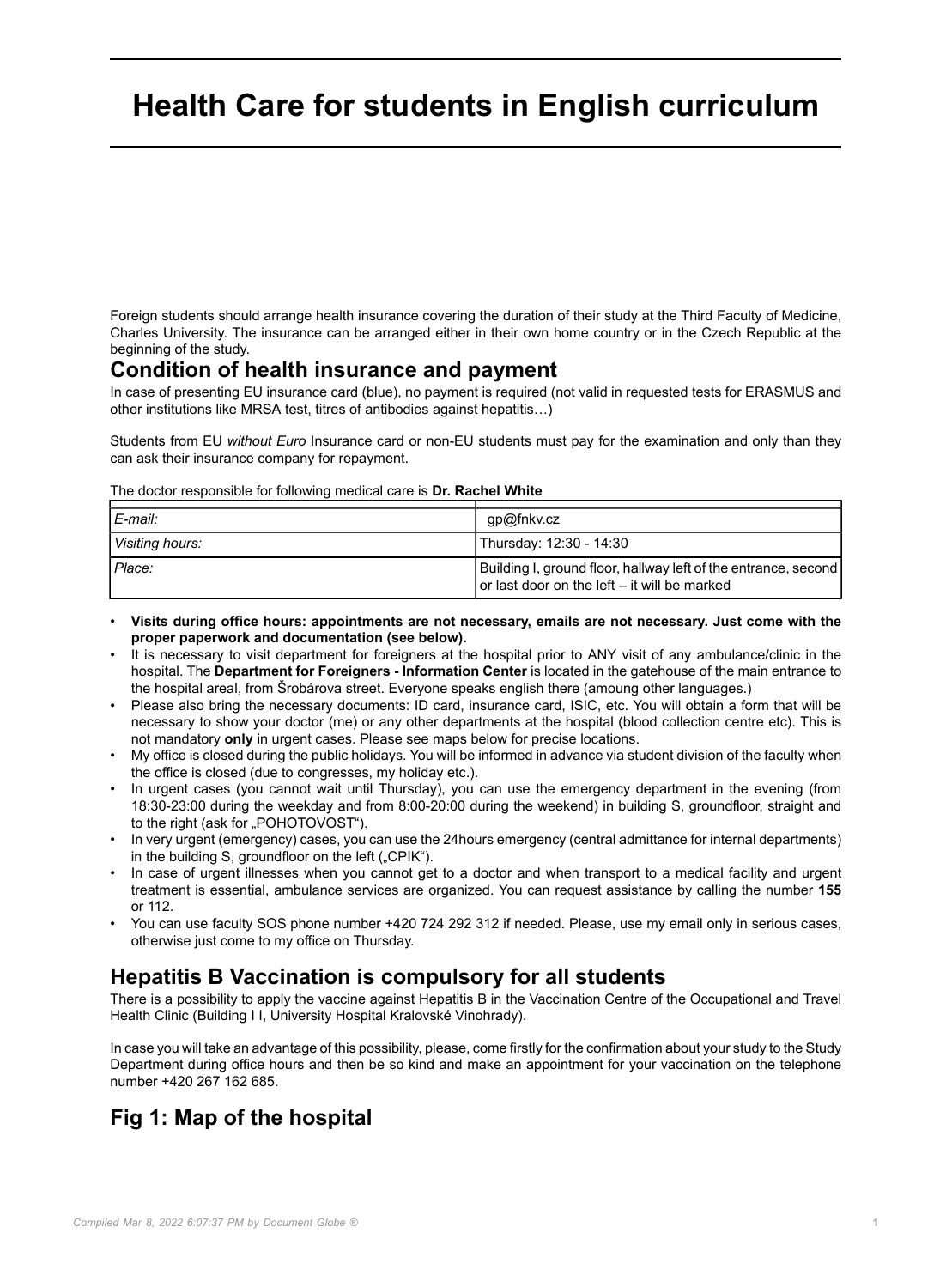# Health Care for students in English curriculum

Foreign students should arrange health insurance covering the duration of their study at the Third Faculty of Medicine, Charles University. The insurance can be arranged either in their own home country or in the Czech Republic at the beginning of the study.

## Condition of health insurance and payment

In case of presenting EU insurance card (blue), no payment is required (not valid in requested tests for ERASMUS and other institutions like MRSA test, titres of antibodies against hepatitis…)

Students from EU *without Euro* Insurance card or non-EU students must pay for the examination and only than they can ask their insurance company for repayment.

The doctor responsible for following medical care is **Dr. Rachel White**

| | |
|---|---|
| *E-mail:* | gp@fnkv.cz |
| *Visiting hours:* | Thursday: 12:30 - 14:30 |
| *Place:* | Building I, ground floor, hallway left of the entrance, second or last door on the left – it will be marked |

- **Visits during office hours: appointments are not necessary, emails are not necessary. Just come with the proper paperwork and documentation (see below).**
- It is necessary to visit department for foreigners at the hospital prior to ANY visit of any ambulance/clinic in the hospital. The **Department for Foreigners - Information Center** is located in the gatehouse of the main entrance to the hospital areal, from Šrobárova street. Everyone speaks english there (amoung other languages.)
- Please also bring the necessary documents: ID card, insurance card, ISIC, etc. You will obtain a form that will be necessary to show your doctor (me) or any other departments at the hospital (blood collection centre etc). This is not mandatory **only** in urgent cases. Please see maps below for precise locations.
- My office is closed during the public holidays. You will be informed in advance via student division of the faculty when the office is closed (due to congresses, my holiday etc.).
- In urgent cases (you cannot wait until Thursday), you can use the emergency department in the evening (from 18:30-23:00 during the weekday and from 8:00-20:00 during the weekend) in building S, groundfloor, straight and to the right (ask for „POHOTOVOST").
- In very urgent (emergency) cases, you can use the 24hours emergency (central admittance for internal departments) in the building S, groundfloor on the left („CPIK").
- In case of urgent illnesses when you cannot get to a doctor and when transport to a medical facility and urgent treatment is essential, ambulance services are organized. You can request assistance by calling the number **155** or 112.
- You can use faculty SOS phone number +420 724 292 312 if needed. Please, use my email only in serious cases, otherwise just come to my office on Thursday.

## Hepatitis B Vaccination is compulsory for all students

There is a possibility to apply the vaccine against Hepatitis B in the Vaccination Centre of the Occupational and Travel Health Clinic (Building I I, University Hospital Kralovské Vinohrady).

In case you will take an advantage of this possibility, please, come firstly for the confirmation about your study to the Study Department during office hours and then be so kind and make an appointment for your vaccination on the telephone number +420 267 162 685.

## Fig 1: Map of the hospital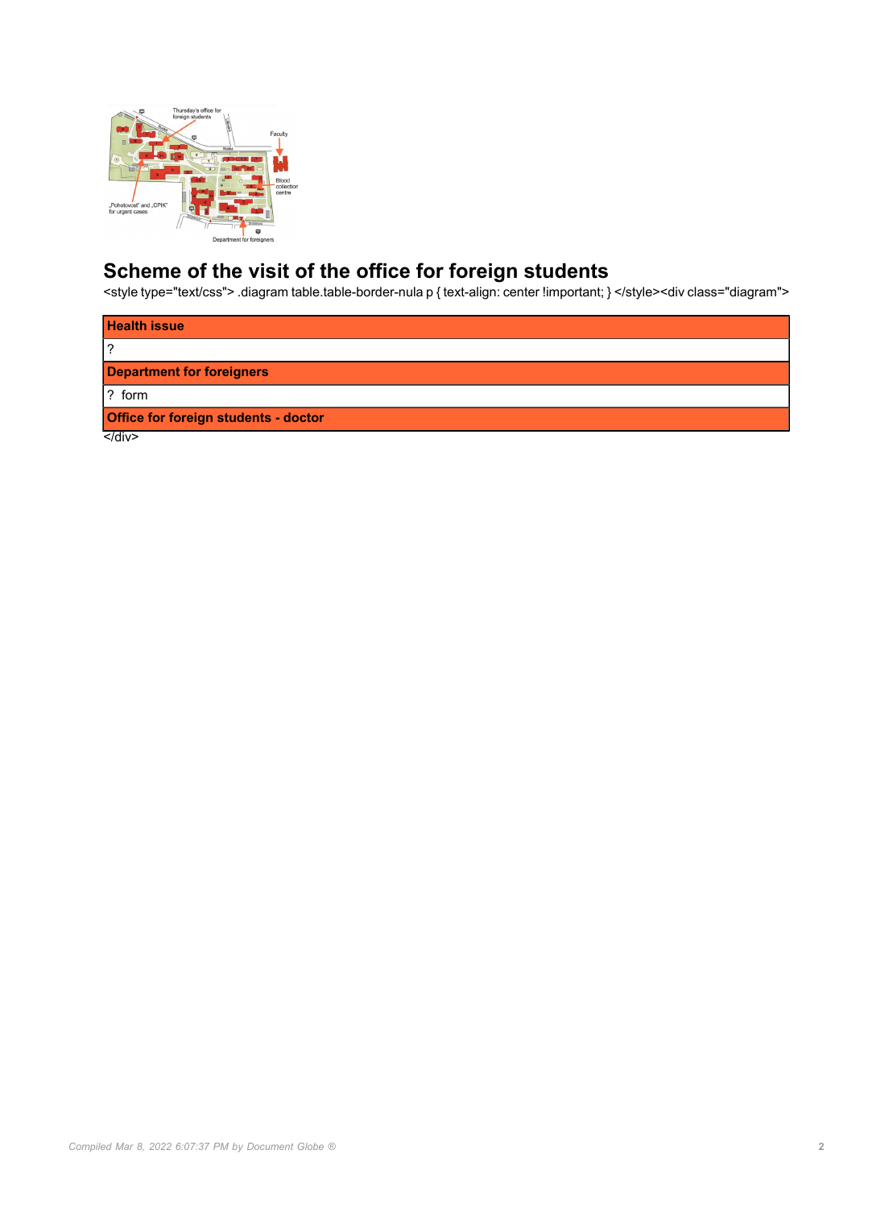Thursday's office for foreign students

Faculty

Blood collection centre

„Pohotovosť" and „CPIK" for urgent cases

Department for foreigners

## Scheme of the visit of the office for foreign students

<style type="text/css"> .diagram table.table-border-nula p { text-align: center !important; } </style><div class="diagram">

| |
|---|
| **Health issue** |
| ? |
| **Department for foreigners** |
| ? form |
| **Office for foreign students - doctor** |

</div>